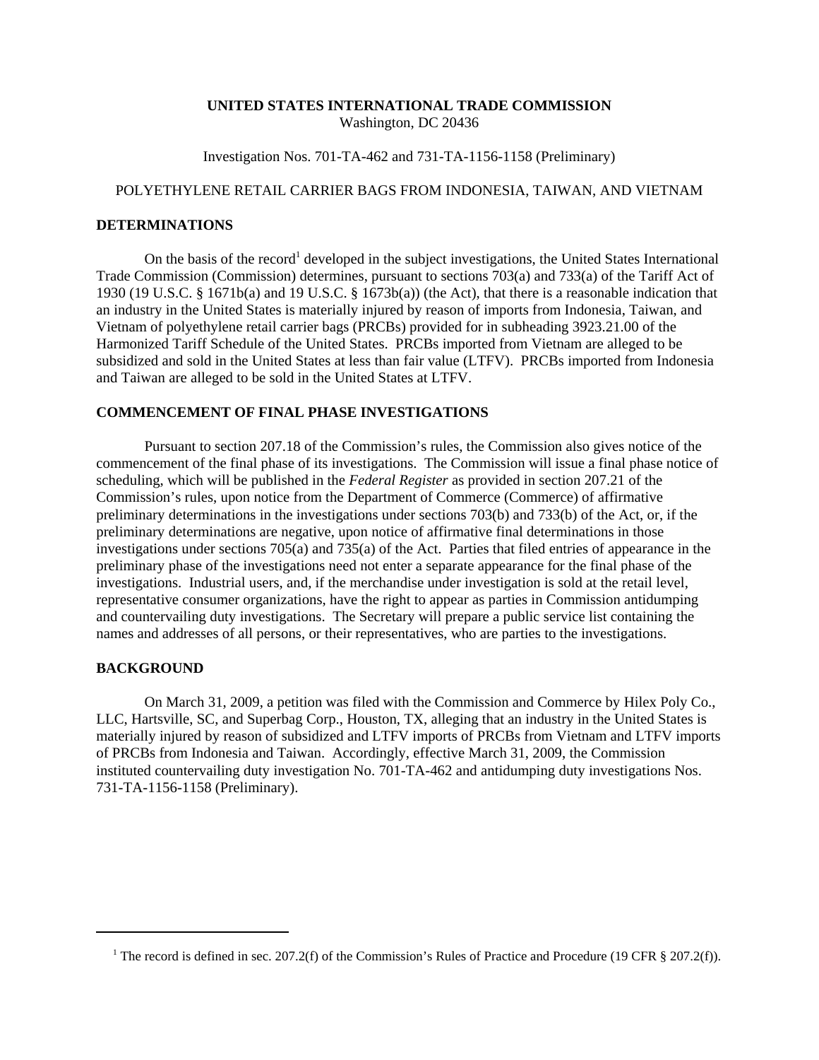**UNITED STATES INTERNATIONAL TRADE COMMISSION**
Washington, DC 20436

Investigation Nos. 701-TA-462 and 731-TA-1156-1158 (Preliminary)

POLYETHYLENE RETAIL CARRIER BAGS FROM INDONESIA, TAIWAN, AND VIETNAM

## DETERMINATIONS

On the basis of the record[1] developed in the subject investigations, the United States International Trade Commission (Commission) determines, pursuant to sections 703(a) and 733(a) of the Tariff Act of 1930 (19 U.S.C. § 1671b(a) and 19 U.S.C. § 1673b(a)) (the Act), that there is a reasonable indication that an industry in the United States is materially injured by reason of imports from Indonesia, Taiwan, and Vietnam of polyethylene retail carrier bags (PRCBs) provided for in subheading 3923.21.00 of the Harmonized Tariff Schedule of the United States. PRCBs imported from Vietnam are alleged to be subsidized and sold in the United States at less than fair value (LTFV). PRCBs imported from Indonesia and Taiwan are alleged to be sold in the United States at LTFV.

## COMMENCEMENT OF FINAL PHASE INVESTIGATIONS

Pursuant to section 207.18 of the Commission's rules, the Commission also gives notice of the commencement of the final phase of its investigations. The Commission will issue a final phase notice of scheduling, which will be published in the *Federal Register* as provided in section 207.21 of the Commission's rules, upon notice from the Department of Commerce (Commerce) of affirmative preliminary determinations in the investigations under sections 703(b) and 733(b) of the Act, or, if the preliminary determinations are negative, upon notice of affirmative final determinations in those investigations under sections 705(a) and 735(a) of the Act. Parties that filed entries of appearance in the preliminary phase of the investigations need not enter a separate appearance for the final phase of the investigations. Industrial users, and, if the merchandise under investigation is sold at the retail level, representative consumer organizations, have the right to appear as parties in Commission antidumping and countervailing duty investigations. The Secretary will prepare a public service list containing the names and addresses of all persons, or their representatives, who are parties to the investigations.

## BACKGROUND

On March 31, 2009, a petition was filed with the Commission and Commerce by Hilex Poly Co., LLC, Hartsville, SC, and Superbag Corp., Houston, TX, alleging that an industry in the United States is materially injured by reason of subsidized and LTFV imports of PRCBs from Vietnam and LTFV imports of PRCBs from Indonesia and Taiwan. Accordingly, effective March 31, 2009, the Commission instituted countervailing duty investigation No. 701-TA-462 and antidumping duty investigations Nos. 731-TA-1156-1158 (Preliminary).

---

[1] The record is defined in sec. 207.2(f) of the Commission's Rules of Practice and Procedure (19 CFR § 207.2(f)).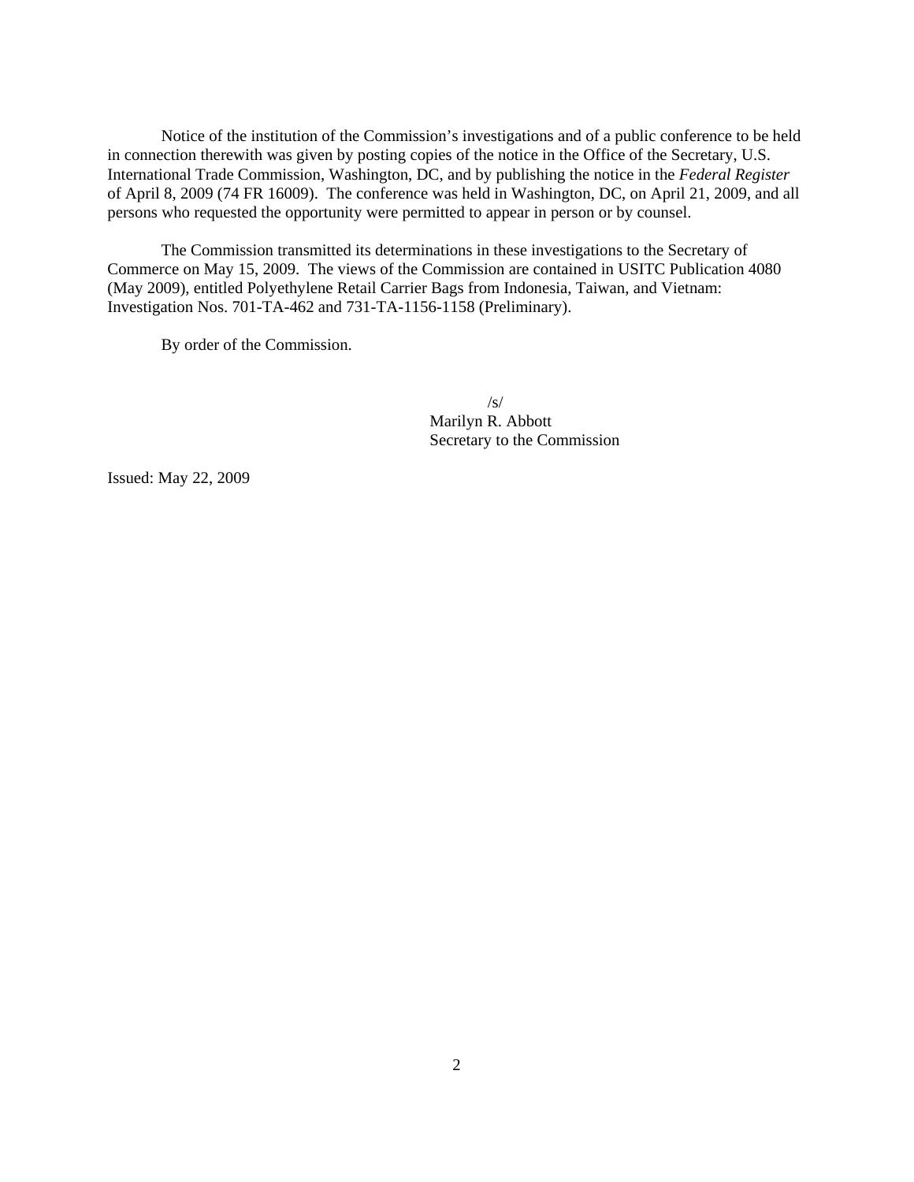Notice of the institution of the Commission's investigations and of a public conference to be held in connection therewith was given by posting copies of the notice in the Office of the Secretary, U.S. International Trade Commission, Washington, DC, and by publishing the notice in the *Federal Register* of April 8, 2009 (74 FR 16009). The conference was held in Washington, DC, on April 21, 2009, and all persons who requested the opportunity were permitted to appear in person or by counsel.

The Commission transmitted its determinations in these investigations to the Secretary of Commerce on May 15, 2009. The views of the Commission are contained in USITC Publication 4080 (May 2009), entitled Polyethylene Retail Carrier Bags from Indonesia, Taiwan, and Vietnam: Investigation Nos. 701-TA-462 and 731-TA-1156-1158 (Preliminary).

By order of the Commission.

/s/
Marilyn R. Abbott
Secretary to the Commission

Issued: May 22, 2009